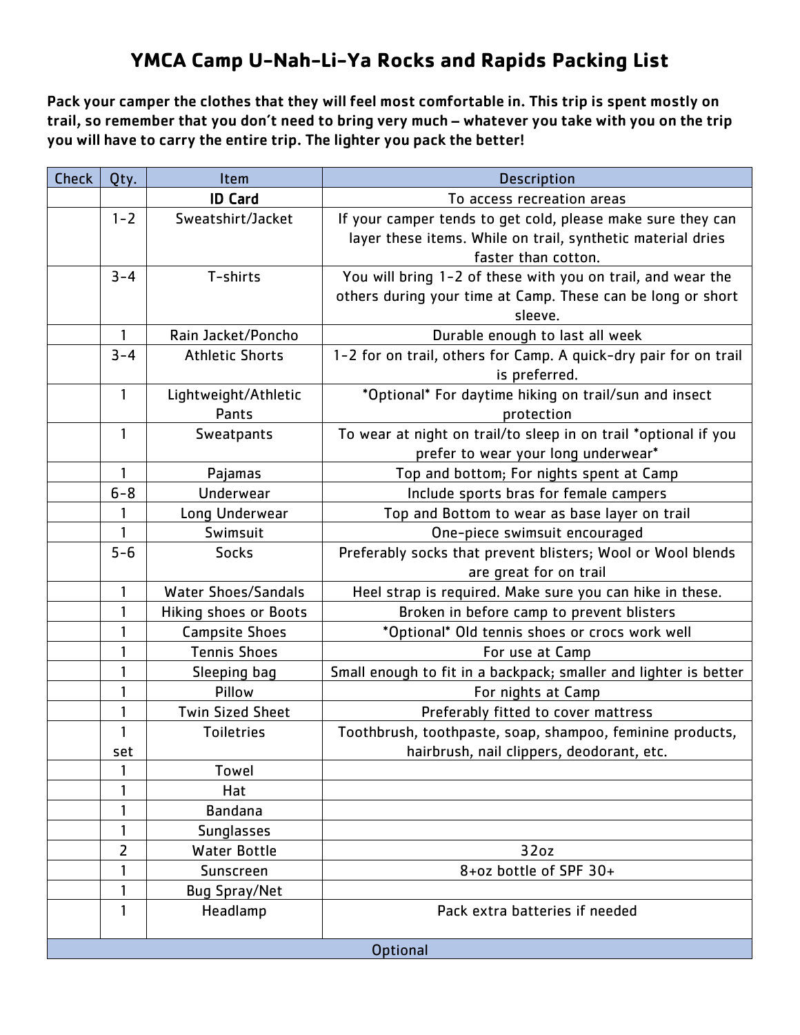# YMCA Camp U-Nah-Li-Ya Rocks and Rapids Packing List

**Pack your camper the clothes that they will feel most comfortable in. This trip is spent mostly on trail, so remember that you don't need to bring very much – whatever you take with you on the trip you will have to carry the entire trip. The lighter you pack the better!**

| Check | Qty. | Item | Description |
|---|---|---|---|
| | | ID Card | To access recreation areas |
| | 1-2 | Sweatshirt/Jacket | If your camper tends to get cold, please make sure they can layer these items. While on trail, synthetic material dries faster than cotton. |
| | 3-4 | T-shirts | You will bring 1-2 of these with you on trail, and wear the others during your time at Camp. These can be long or short sleeve. |
| | 1 | Rain Jacket/Poncho | Durable enough to last all week |
| | 3-4 | Athletic Shorts | 1-2 for on trail, others for Camp. A quick-dry pair for on trail is preferred. |
| | 1 | Lightweight/Athletic Pants | *Optional* For daytime hiking on trail/sun and insect protection |
| | 1 | Sweatpants | To wear at night on trail/to sleep in on trail *optional if you prefer to wear your long underwear* |
| | 1 | Pajamas | Top and bottom; For nights spent at Camp |
| | 6-8 | Underwear | Include sports bras for female campers |
| | 1 | Long Underwear | Top and Bottom to wear as base layer on trail |
| | 1 | Swimsuit | One-piece swimsuit encouraged |
| | 5-6 | Socks | Preferably socks that prevent blisters; Wool or Wool blends are great for on trail |
| | 1 | Water Shoes/Sandals | Heel strap is required. Make sure you can hike in these. |
| | 1 | Hiking shoes or Boots | Broken in before camp to prevent blisters |
| | 1 | Campsite Shoes | *Optional* Old tennis shoes or crocs work well |
| | 1 | Tennis Shoes | For use at Camp |
| | 1 | Sleeping bag | Small enough to fit in a backpack; smaller and lighter is better |
| | 1 | Pillow | For nights at Camp |
| | 1 | Twin Sized Sheet | Preferably fitted to cover mattress |
| | 1 set | Toiletries | Toothbrush, toothpaste, soap, shampoo, feminine products, hairbrush, nail clippers, deodorant, etc. |
| | 1 | Towel | |
| | 1 | Hat | |
| | 1 | Bandana | |
| | 1 | Sunglasses | |
| | 2 | Water Bottle | 32oz |
| | 1 | Sunscreen | 8+oz bottle of SPF 30+ |
| | 1 | Bug Spray/Net | |
| | 1 | Headlamp | Pack extra batteries if needed |
| Optional | | | |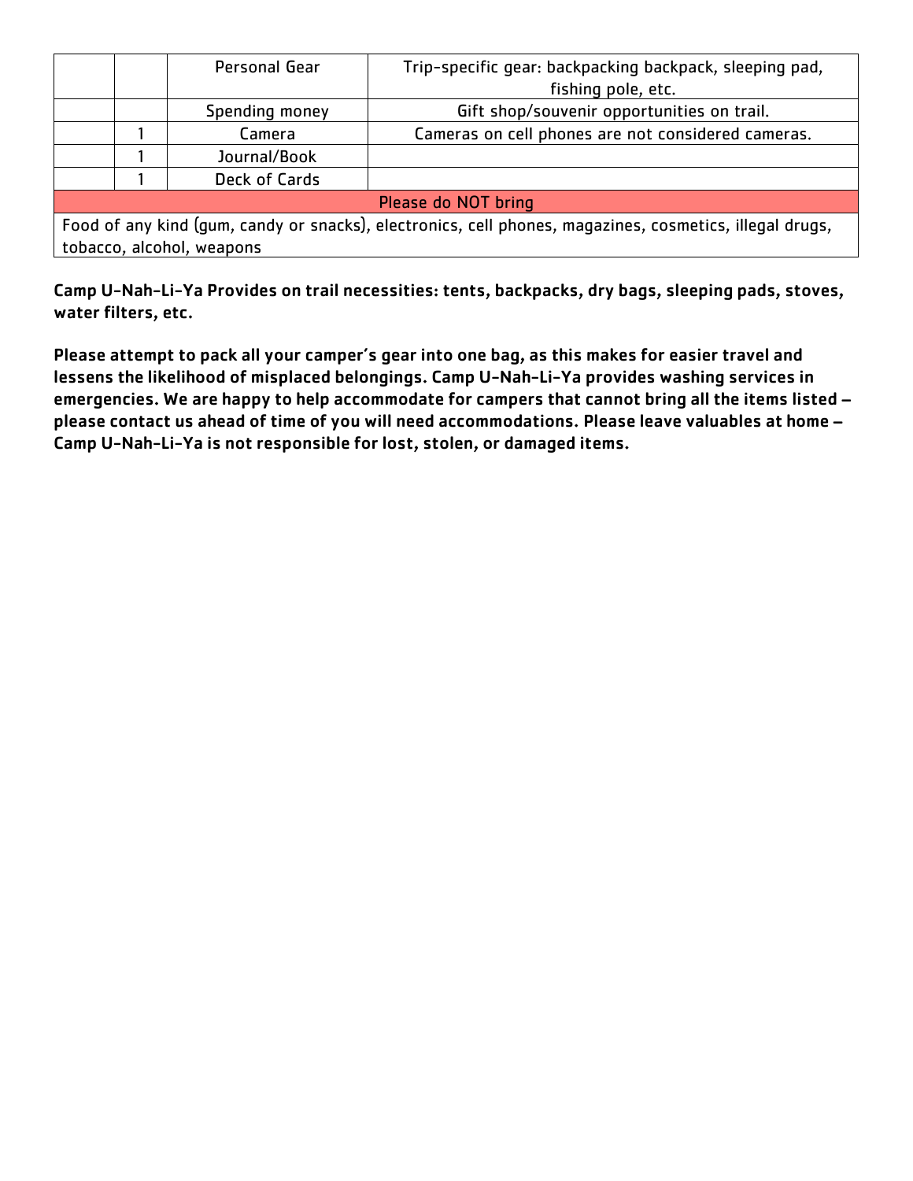| | | | |
|---|---|---|---|
| | | Personal Gear | Trip-specific gear: backpacking backpack, sleeping pad, fishing pole, etc. |
| | | Spending money | Gift shop/souvenir opportunities on trail. |
| | 1 | Camera | Cameras on cell phones are not considered cameras. |
| | 1 | Journal/Book | |
| | 1 | Deck of Cards | |
| Please do NOT bring | | | |
| Food of any kind (gum, candy or snacks), electronics, cell phones, magazines, cosmetics, illegal drugs, tobacco, alcohol, weapons | | | |

**Camp U-Nah-Li-Ya Provides on trail necessities: tents, backpacks, dry bags, sleeping pads, stoves, water filters, etc.**

**Please attempt to pack all your camper's gear into one bag, as this makes for easier travel and lessens the likelihood of misplaced belongings. Camp U-Nah-Li-Ya provides washing services in emergencies. We are happy to help accommodate for campers that cannot bring all the items listed – please contact us ahead of time of you will need accommodations. Please leave valuables at home – Camp U-Nah-Li-Ya is not responsible for lost, stolen, or damaged items.**